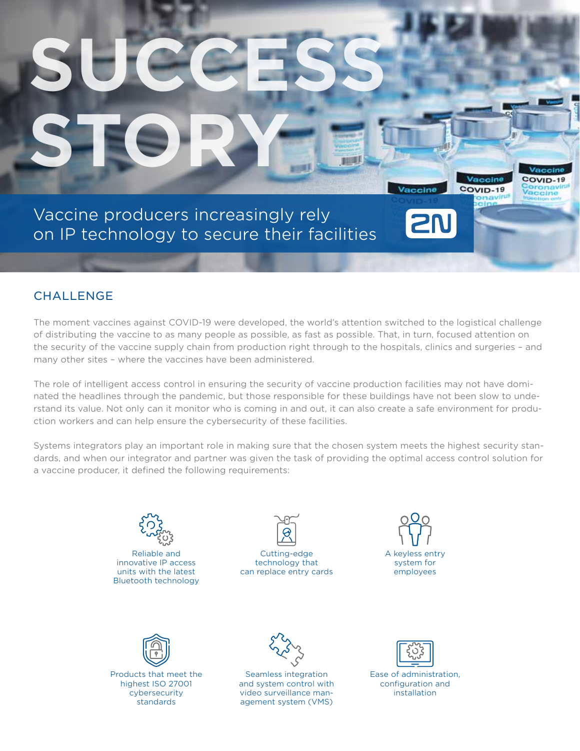# SUCCESS STORY

## Vaccine producers increasingly rely on IP technology to secure their facilities

## CHALLENGE

The moment vaccines against COVID-19 were developed, the world's attention switched to the logistical challenge of distributing the vaccine to as many people as possible, as fast as possible. That, in turn, focused attention on the security of the vaccine supply chain from production right through to the hospitals, clinics and surgeries – and many other sites – where the vaccines have been administered.

The role of intelligent access control in ensuring the security of vaccine production facilities may not have dominated the headlines through the pandemic, but those responsible for these buildings have not been slow to understand its value. Not only can it monitor who is coming in and out, it can also create a safe environment for production workers and can help ensure the cybersecurity of these facilities.

Systems integrators play an important role in making sure that the chosen system meets the highest security standards, and when our integrator and partner was given the task of providing the optimal access control solution for a vaccine producer, it defined the following requirements:

- Reliable and innovative IP access units with the latest Bluetooth technology
- Cutting-edge technology that can replace entry cards
- A keyless entry system for employees
- Products that meet the highest ISO 27001 cybersecurity standards
- Seamless integration and system control with video surveillance management system (VMS)
- Ease of administration, configuration and installation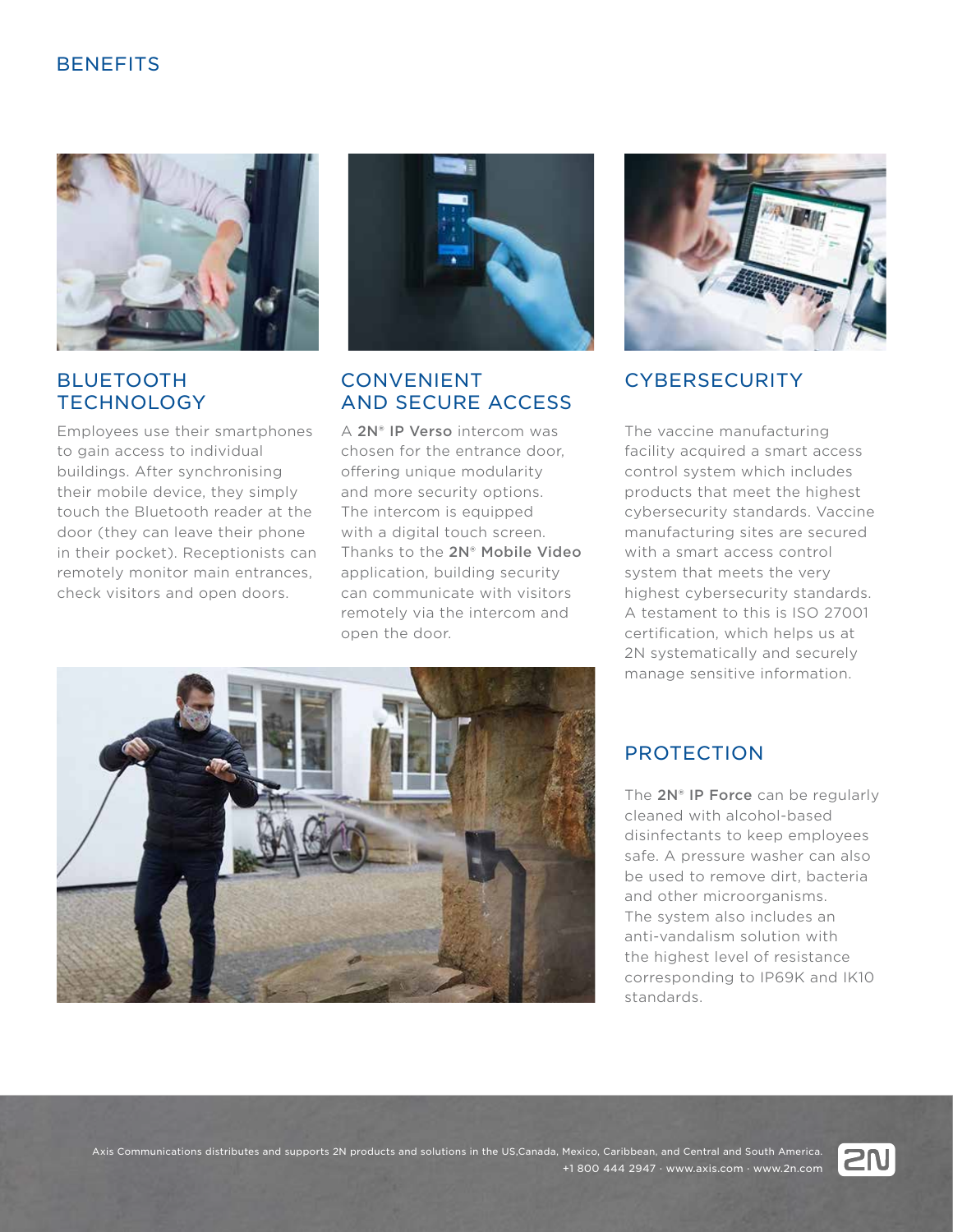# BENEFITS

## BLUETOOTH TECHNOLOGY

Employees use their smartphones to gain access to individual buildings. After synchronising their mobile device, they simply touch the Bluetooth reader at the door (they can leave their phone in their pocket). Receptionists can remotely monitor main entrances, check visitors and open doors.

## CONVENIENT AND SECURE ACCESS

A **2N® IP Verso** intercom was chosen for the entrance door, offering unique modularity and more security options. The intercom is equipped with a digital touch screen. Thanks to the **2N® Mobile Video** application, building security can communicate with visitors remotely via the intercom and open the door.

## CYBERSECURITY

The vaccine manufacturing facility acquired a smart access control system which includes products that meet the highest cybersecurity standards. Vaccine manufacturing sites are secured with a smart access control system that meets the very highest cybersecurity standards. A testament to this is ISO 27001 certification, which helps us at 2N systematically and securely manage sensitive information.

## PROTECTION

The **2N® IP Force** can be regularly cleaned with alcohol-based disinfectants to keep employees safe. A pressure washer can also be used to remove dirt, bacteria and other microorganisms. The system also includes an anti-vandalism solution with the highest level of resistance corresponding to IP69K and IK10 standards.

Axis Communications distributes and supports 2N products and solutions in the US,Canada, Mexico, Caribbean, and Central and South America.
+1 800 444 2947 · www.axis.com · www.2n.com